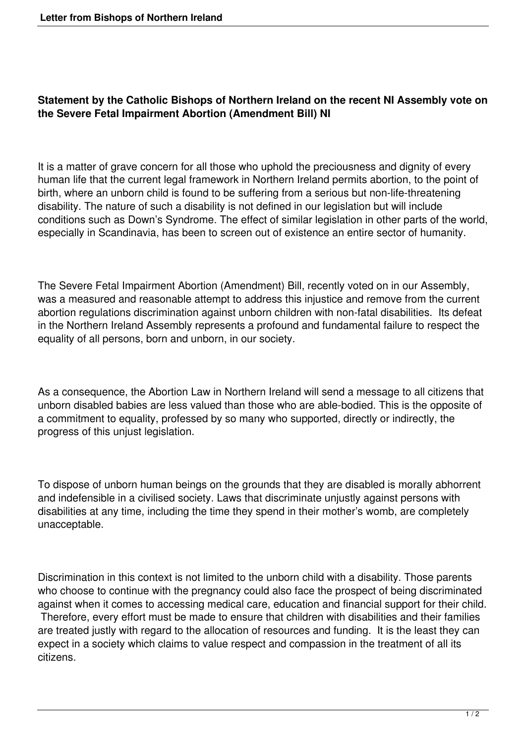**Statement by the Catholic Bishops of Northern Ireland on the recent NI Assembly vote on the Severe Fetal Impairment Abortion (Amendment Bill) NI**

It is a matter of grave concern for all those who uphold the preciousness and dignity of every human life that the current legal framework in Northern Ireland permits abortion, to the point of birth, where an unborn child is found to be suffering from a serious but non-life-threatening disability. The nature of such a disability is not defined in our legislation but will include conditions such as Down's Syndrome. The effect of similar legislation in other parts of the world, especially in Scandinavia, has been to screen out of existence an entire sector of humanity.

The Severe Fetal Impairment Abortion (Amendment) Bill, recently voted on in our Assembly, was a measured and reasonable attempt to address this injustice and remove from the current abortion regulations discrimination against unborn children with non-fatal disabilities. Its defeat in the Northern Ireland Assembly represents a profound and fundamental failure to respect the equality of all persons, born and unborn, in our society.

As a consequence, the Abortion Law in Northern Ireland will send a message to all citizens that unborn disabled babies are less valued than those who are able-bodied. This is the opposite of a commitment to equality, professed by so many who supported, directly or indirectly, the progress of this unjust legislation.

To dispose of unborn human beings on the grounds that they are disabled is morally abhorrent and indefensible in a civilised society. Laws that discriminate unjustly against persons with disabilities at any time, including the time they spend in their mother's womb, are completely unacceptable.

Discrimination in this context is not limited to the unborn child with a disability. Those parents who choose to continue with the pregnancy could also face the prospect of being discriminated against when it comes to accessing medical care, education and financial support for their child. Therefore, every effort must be made to ensure that children with disabilities and their families are treated justly with regard to the allocation of resources and funding. It is the least they can expect in a society which claims to value respect and compassion in the treatment of all its citizens.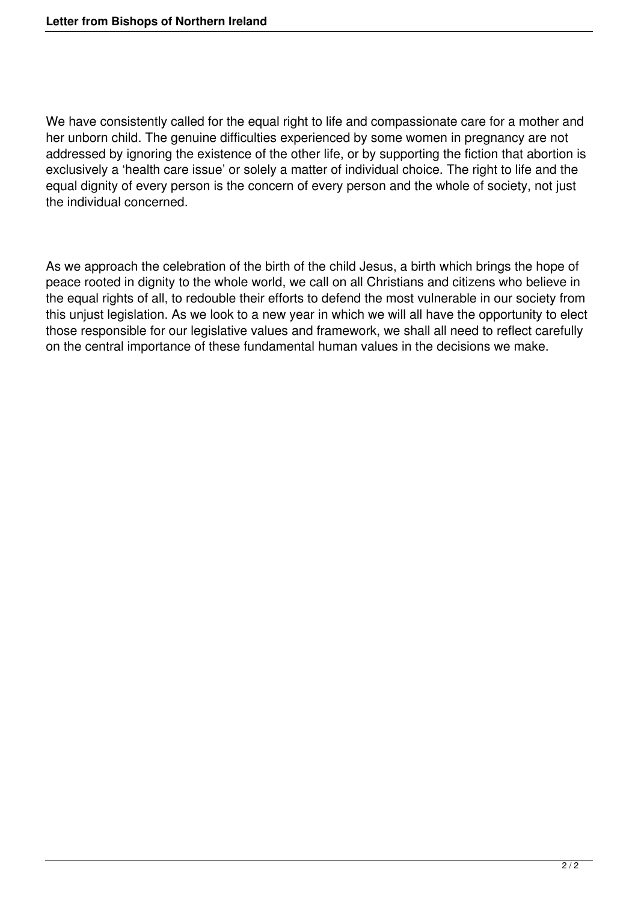We have consistently called for the equal right to life and compassionate care for a mother and her unborn child. The genuine difficulties experienced by some women in pregnancy are not addressed by ignoring the existence of the other life, or by supporting the fiction that abortion is exclusively a 'health care issue' or solely a matter of individual choice. The right to life and the equal dignity of every person is the concern of every person and the whole of society, not just the individual concerned.

As we approach the celebration of the birth of the child Jesus, a birth which brings the hope of peace rooted in dignity to the whole world, we call on all Christians and citizens who believe in the equal rights of all, to redouble their efforts to defend the most vulnerable in our society from this unjust legislation. As we look to a new year in which we will all have the opportunity to elect those responsible for our legislative values and framework, we shall all need to reflect carefully on the central importance of these fundamental human values in the decisions we make.